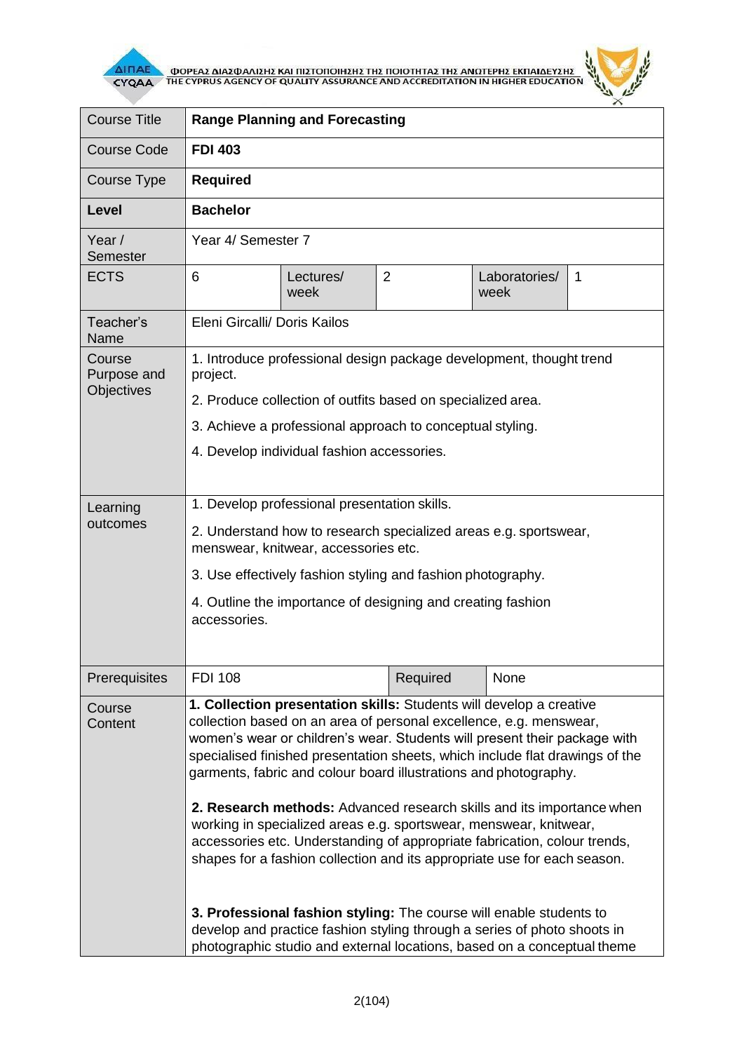| Course Title | **Range Planning and Forecasting** | | | | |
|---|---|---|---|---|---|
| Course Code | **FDI 403** | | | | |
| Course Type | **Required** | | | | |
| **Level** | **Bachelor** | | | | |
| Year / Semester | Year 4/ Semester 7 | | | | |
| ECTS | 6 | Lectures/ week | 2 | Laboratories/ week | 1 |
| Teacher's Name | Eleni Gircalli/ Doris Kailos | | | | |
| Course Purpose and Objectives | 1. Introduce professional design package development, thought trend project.<br>2. Produce collection of outfits based on specialized area.<br>3. Achieve a professional approach to conceptual styling.<br>4. Develop individual fashion accessories. | | | | |
| Learning outcomes | 1. Develop professional presentation skills.<br>2. Understand how to research specialized areas e.g. sportswear, menswear, knitwear, accessories etc.<br>3. Use effectively fashion styling and fashion photography.<br>4. Outline the importance of designing and creating fashion accessories. | | | | |
| Prerequisites | FDI 108 | | Required | None | |
| Course Content | **1. Collection presentation skills:** Students will develop a creative collection based on an area of personal excellence, e.g. menswear, women's wear or children's wear. Students will present their package with specialised finished presentation sheets, which include flat drawings of the garments, fabric and colour board illustrations and photography.<br><br>**2. Research methods:** Advanced research skills and its importance when working in specialized areas e.g. sportswear, menswear, knitwear, accessories etc. Understanding of appropriate fabrication, colour trends, shapes for a fashion collection and its appropriate use for each season.<br><br>**3. Professional fashion styling:** The course will enable students to develop and practice fashion styling through a series of photo shoots in photographic studio and external locations, based on a conceptual theme | | | | |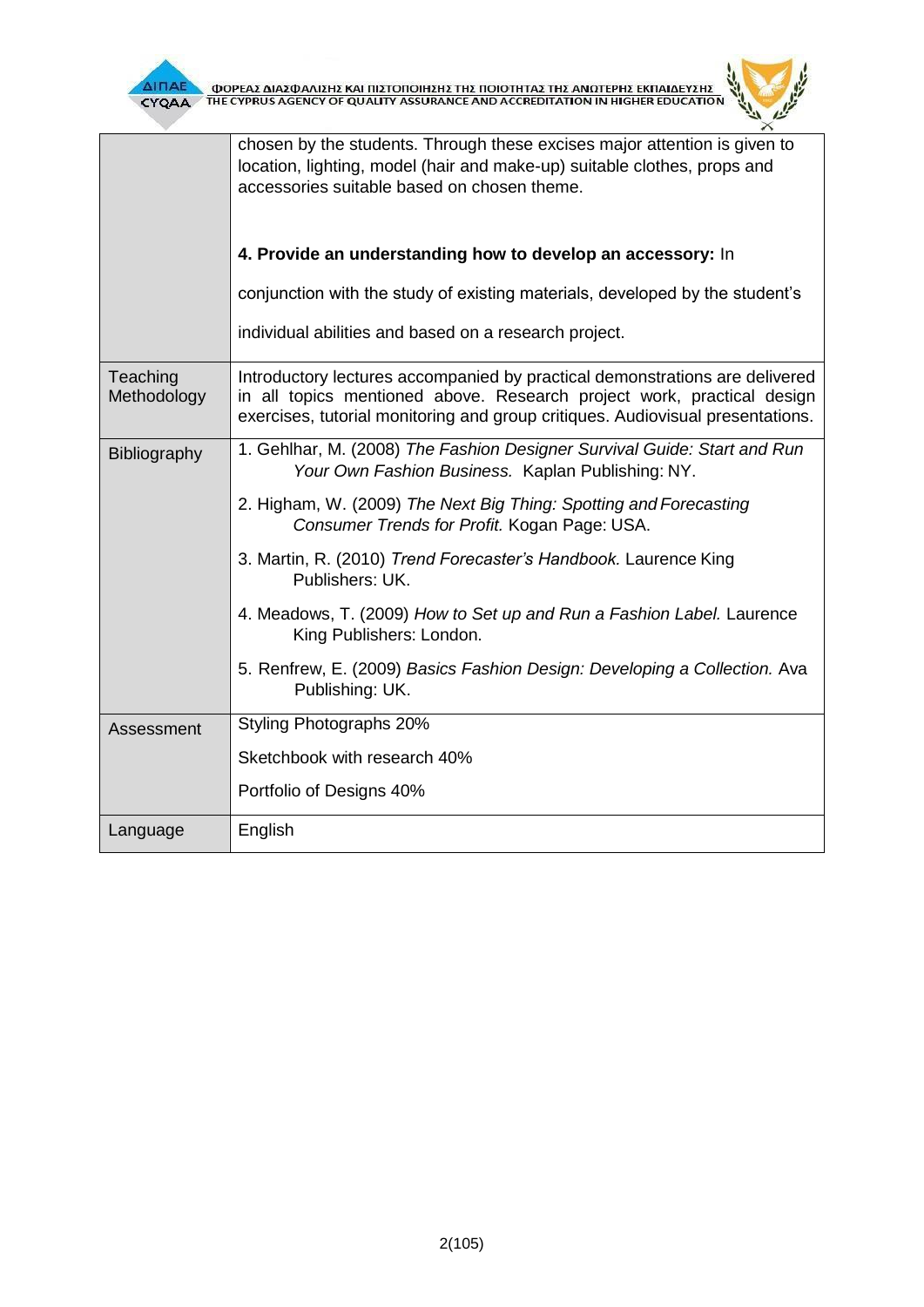| | |
|---|---|
| | chosen by the students. Through these excises major attention is given to location, lighting, model (hair and make-up) suitable clothes, props and accessories suitable based on chosen theme.<br><br>**4. Provide an understanding how to develop an accessory:** In conjunction with the study of existing materials, developed by the student's individual abilities and based on a research project. |
| Teaching Methodology | Introductory lectures accompanied by practical demonstrations are delivered in all topics mentioned above. Research project work, practical design exercises, tutorial monitoring and group critiques. Audiovisual presentations. |
| Bibliography | 1. Gehlhar, M. (2008) *The Fashion Designer Survival Guide: Start and Run Your Own Fashion Business.* Kaplan Publishing: NY.<br>2. Higham, W. (2009) *The Next Big Thing: Spotting and Forecasting Consumer Trends for Profit.* Kogan Page: USA.<br>3. Martin, R. (2010) *Trend Forecaster's Handbook.* Laurence King Publishers: UK.<br>4. Meadows, T. (2009) *How to Set up and Run a Fashion Label.* Laurence King Publishers: London.<br>5. Renfrew, E. (2009) *Basics Fashion Design: Developing a Collection.* Ava Publishing: UK. |
| Assessment | Styling Photographs 20%<br>Sketchbook with research 40%<br>Portfolio of Designs 40% |
| Language | English |